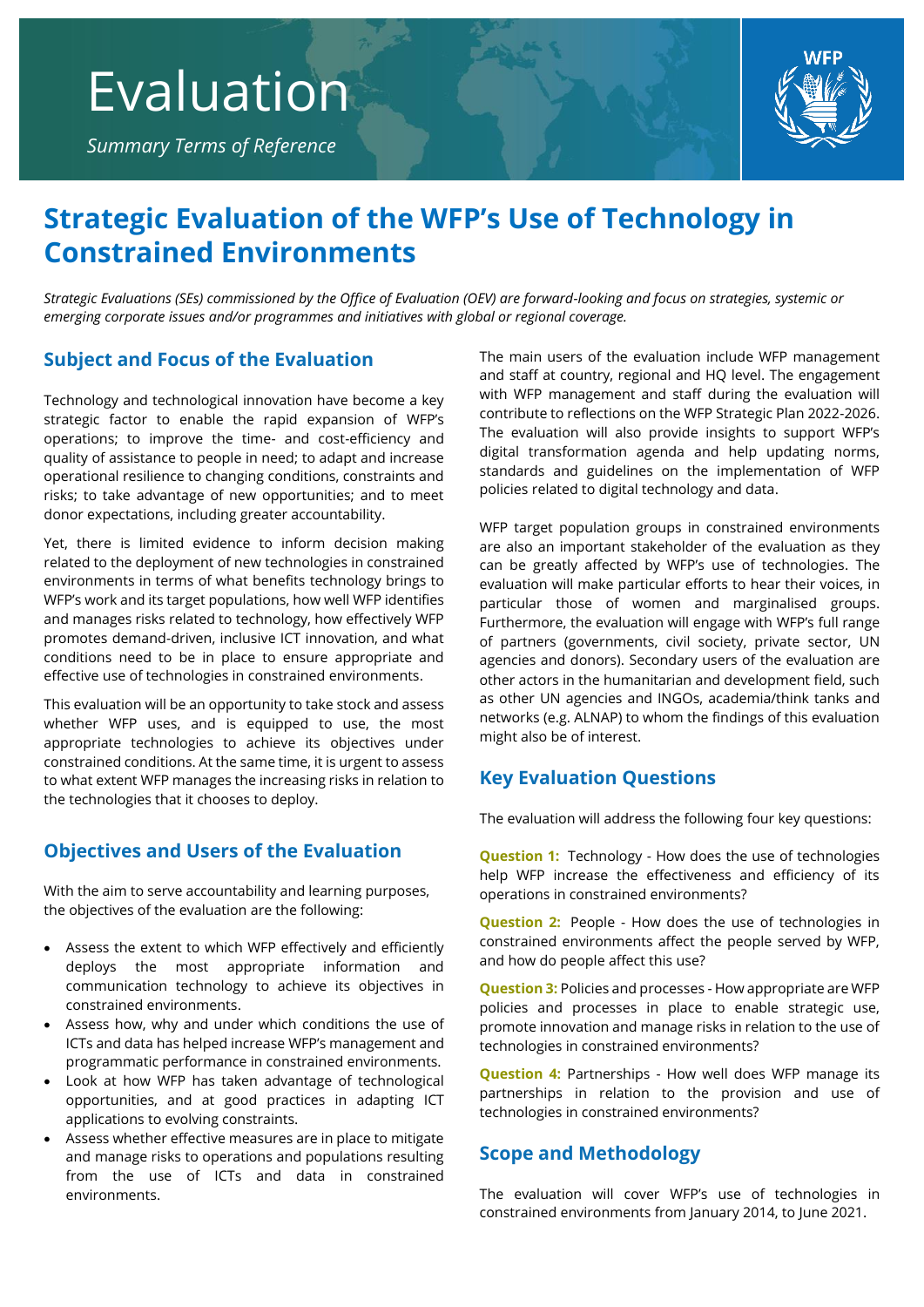# Evaluation

*Summary Terms of Reference*

# Strategic Evaluation of the WFP's Use of Technology in Constrained Environments

*Strategic Evaluations (SEs) commissioned by the Office of Evaluation (OEV) are forward-looking and focus on strategies, systemic or emerging corporate issues and/or programmes and initiatives with global or regional coverage.*

## Subject and Focus of the Evaluation

Technology and technological innovation have become a key strategic factor to enable the rapid expansion of WFP's operations; to improve the time- and cost-efficiency and quality of assistance to people in need; to adapt and increase operational resilience to changing conditions, constraints and risks; to take advantage of new opportunities; and to meet donor expectations, including greater accountability.

Yet, there is limited evidence to inform decision making related to the deployment of new technologies in constrained environments in terms of what benefits technology brings to WFP's work and its target populations, how well WFP identifies and manages risks related to technology, how effectively WFP promotes demand-driven, inclusive ICT innovation, and what conditions need to be in place to ensure appropriate and effective use of technologies in constrained environments.

This evaluation will be an opportunity to take stock and assess whether WFP uses, and is equipped to use, the most appropriate technologies to achieve its objectives under constrained conditions. At the same time, it is urgent to assess to what extent WFP manages the increasing risks in relation to the technologies that it chooses to deploy.

## Objectives and Users of the Evaluation

With the aim to serve accountability and learning purposes, the objectives of the evaluation are the following:

- Assess the extent to which WFP effectively and efficiently deploys the most appropriate information and communication technology to achieve its objectives in constrained environments.
- Assess how, why and under which conditions the use of ICTs and data has helped increase WFP's management and programmatic performance in constrained environments.
- Look at how WFP has taken advantage of technological opportunities, and at good practices in adapting ICT applications to evolving constraints.
- Assess whether effective measures are in place to mitigate and manage risks to operations and populations resulting from the use of ICTs and data in constrained environments.

The main users of the evaluation include WFP management and staff at country, regional and HQ level. The engagement with WFP management and staff during the evaluation will contribute to reflections on the WFP Strategic Plan 2022-2026. The evaluation will also provide insights to support WFP's digital transformation agenda and help updating norms, standards and guidelines on the implementation of WFP policies related to digital technology and data.

WFP target population groups in constrained environments are also an important stakeholder of the evaluation as they can be greatly affected by WFP's use of technologies. The evaluation will make particular efforts to hear their voices, in particular those of women and marginalised groups. Furthermore, the evaluation will engage with WFP's full range of partners (governments, civil society, private sector, UN agencies and donors). Secondary users of the evaluation are other actors in the humanitarian and development field, such as other UN agencies and INGOs, academia/think tanks and networks (e.g. ALNAP) to whom the findings of this evaluation might also be of interest.

## Key Evaluation Questions

The evaluation will address the following four key questions:

**Question 1:** Technology - How does the use of technologies help WFP increase the effectiveness and efficiency of its operations in constrained environments?

**Question 2:** People - How does the use of technologies in constrained environments affect the people served by WFP, and how do people affect this use?

**Question 3:** Policies and processes - How appropriate are WFP policies and processes in place to enable strategic use, promote innovation and manage risks in relation to the use of technologies in constrained environments?

**Question 4:** Partnerships - How well does WFP manage its partnerships in relation to the provision and use of technologies in constrained environments?

## Scope and Methodology

The evaluation will cover WFP's use of technologies in constrained environments from January 2014, to June 2021.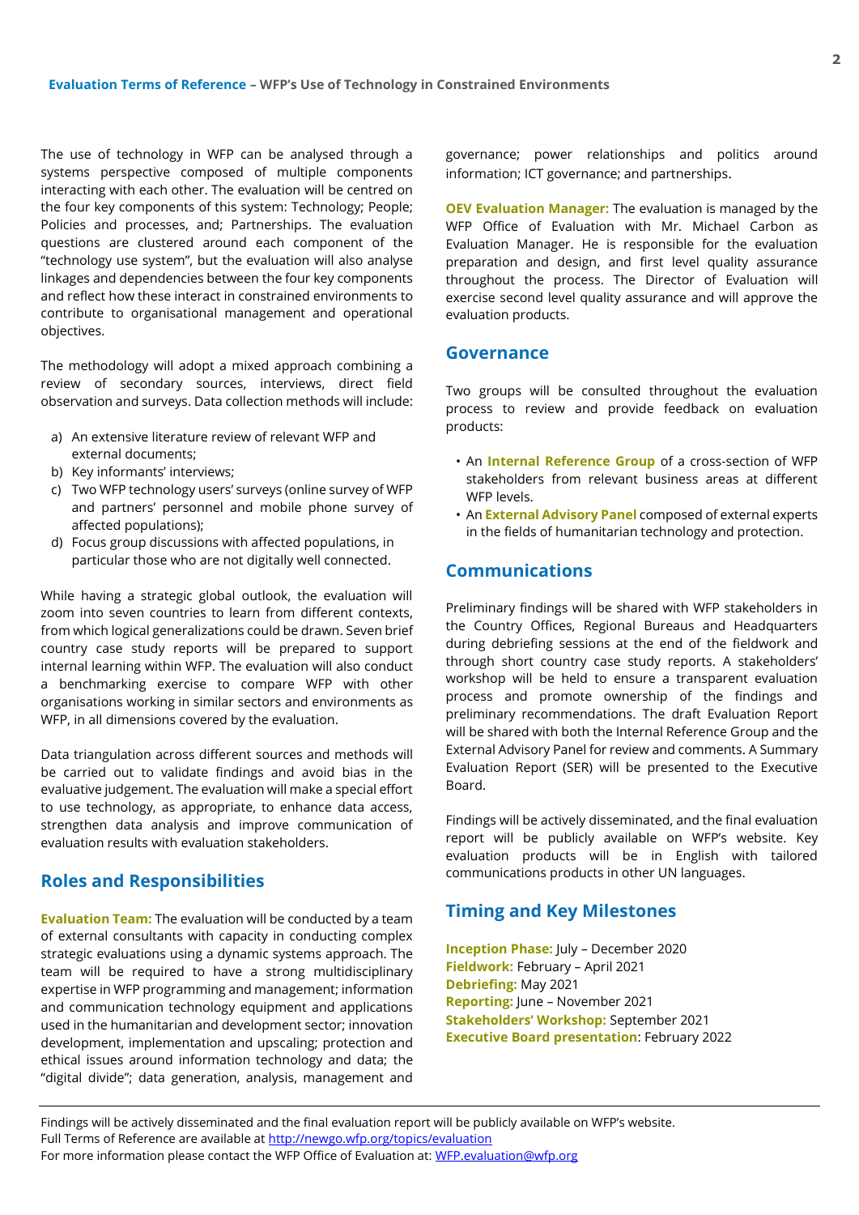The use of technology in WFP can be analysed through a systems perspective composed of multiple components interacting with each other. The evaluation will be centred on the four key components of this system: Technology; People; Policies and processes, and; Partnerships. The evaluation questions are clustered around each component of the "technology use system", but the evaluation will also analyse linkages and dependencies between the four key components and reflect how these interact in constrained environments to contribute to organisational management and operational objectives.

The methodology will adopt a mixed approach combining a review of secondary sources, interviews, direct field observation and surveys. Data collection methods will include:

a) An extensive literature review of relevant WFP and external documents;
b) Key informants' interviews;
c) Two WFP technology users' surveys (online survey of WFP and partners' personnel and mobile phone survey of affected populations);
d) Focus group discussions with affected populations, in particular those who are not digitally well connected.

While having a strategic global outlook, the evaluation will zoom into seven countries to learn from different contexts, from which logical generalizations could be drawn. Seven brief country case study reports will be prepared to support internal learning within WFP. The evaluation will also conduct a benchmarking exercise to compare WFP with other organisations working in similar sectors and environments as WFP, in all dimensions covered by the evaluation.

Data triangulation across different sources and methods will be carried out to validate findings and avoid bias in the evaluative judgement. The evaluation will make a special effort to use technology, as appropriate, to enhance data access, strengthen data analysis and improve communication of evaluation results with evaluation stakeholders.

## Roles and Responsibilities

**Evaluation Team:** The evaluation will be conducted by a team of external consultants with capacity in conducting complex strategic evaluations using a dynamic systems approach. The team will be required to have a strong multidisciplinary expertise in WFP programming and management; information and communication technology equipment and applications used in the humanitarian and development sector; innovation development, implementation and upscaling; protection and ethical issues around information technology and data; the "digital divide"; data generation, analysis, management and governance; power relationships and politics around information; ICT governance; and partnerships.

**OEV Evaluation Manager:** The evaluation is managed by the WFP Office of Evaluation with Mr. Michael Carbon as Evaluation Manager. He is responsible for the evaluation preparation and design, and first level quality assurance throughout the process. The Director of Evaluation will exercise second level quality assurance and will approve the evaluation products.

## Governance

Two groups will be consulted throughout the evaluation process to review and provide feedback on evaluation products:

- An **Internal Reference Group** of a cross-section of WFP stakeholders from relevant business areas at different WFP levels.
- An **External Advisory Panel** composed of external experts in the fields of humanitarian technology and protection.

## Communications

Preliminary findings will be shared with WFP stakeholders in the Country Offices, Regional Bureaus and Headquarters during debriefing sessions at the end of the fieldwork and through short country case study reports. A stakeholders' workshop will be held to ensure a transparent evaluation process and promote ownership of the findings and preliminary recommendations. The draft Evaluation Report will be shared with both the Internal Reference Group and the External Advisory Panel for review and comments. A Summary Evaluation Report (SER) will be presented to the Executive Board.

Findings will be actively disseminated, and the final evaluation report will be publicly available on WFP's website. Key evaluation products will be in English with tailored communications products in other UN languages.

## Timing and Key Milestones

**Inception Phase:** July – December 2020
**Fieldwork:** February – April 2021
**Debriefing:** May 2021
**Reporting:** June – November 2021
**Stakeholders' Workshop:** September 2021
**Executive Board presentation**: February 2022

---

Findings will be actively disseminated and the final evaluation report will be publicly available on WFP's website.
Full Terms of Reference are available at http://newgo.wfp.org/topics/evaluation
For more information please contact the WFP Office of Evaluation at: WFP.evaluation@wfp.org